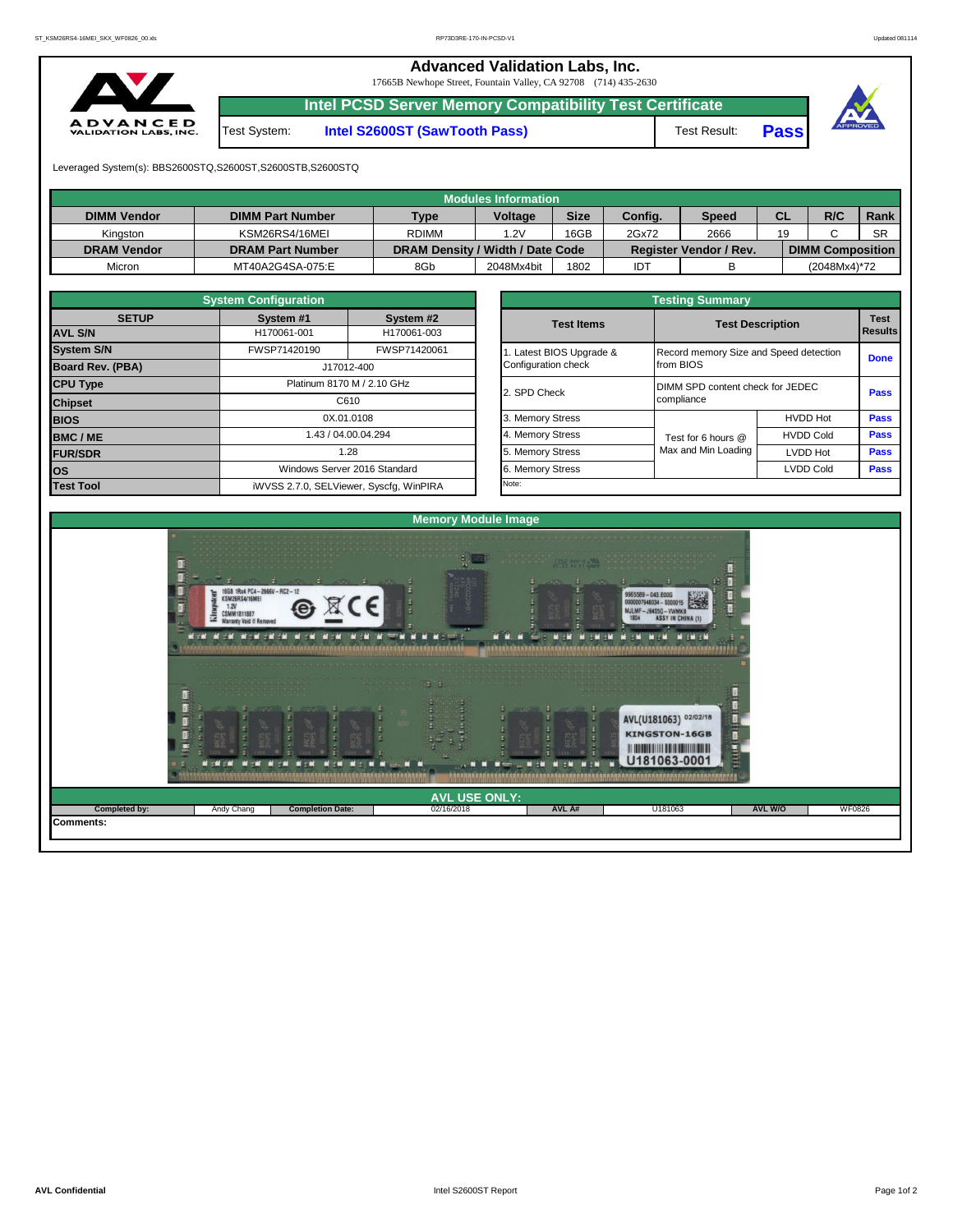# Advanced Validation Labs, Inc.

17665B Newhope Street, Fountain Valley, CA 92708 (714) 435-2630

## Intel PCSD Server Memory Compatibility Test Certificate

| Test System: | Intel S2600ST (SawTooth Pass) | Test Result: | Pass |
|---|---|---|---|

Leveraged System(s): BBS2600STQ,S2600ST,S2600STB,S2600STQ

## Modules Information

| DIMM Vendor | DIMM Part Number | Type | Voltage | Size | Config. | Speed | CL | R/C | Rank |
|---|---|---|---|---|---|---|---|---|---|
| Kingston | KSM26RS4/16MEI | RDIMM | 1.2V | 16GB | 2Gx72 | 2666 | 19 | C | SR |
| **DRAM Vendor** | **DRAM Part Number** | **DRAM Density / Width / Date Code** | | | **Register Vendor / Rev.** | | **DIMM Composition** | | |
| Micron | MT40A2G4SA-075:E | 8Gb | 2048Mx4bit | 1802 | IDT | B | (2048Mx4)*72 | | |

## System Configuration

| SETUP | System #1 | System #2 |
|---|---|---|
| AVL S/N | H170061-001 | H170061-003 |
| System S/N | FWSP71420190 | FWSP71420061 |
| Board Rev. (PBA) | J17012-400 | |
| CPU Type | Platinum 8170 M / 2.10 GHz | |
| Chipset | C610 | |
| BIOS | 0X.01.0108 | |
| BMC / ME | 1.43 / 04.00.04.294 | |
| FUR/SDR | 1.28 | |
| OS | Windows Server 2016 Standard | |
| Test Tool | iWVSS 2.7.0, SELViewer, Syscfg, WinPIRA | |

## Testing Summary

| Test Items | Test Description | | Test Results |
|---|---|---|---|
| 1. Latest BIOS Upgrade & Configuration check | Record memory Size and Speed detection from BIOS | | Done |
| 2. SPD Check | DIMM SPD content check for JEDEC compliance | | Pass |
| 3. Memory Stress | Test for 6 hours @ Max and Min Loading | HVDD Hot | Pass |
| 4. Memory Stress | | HVDD Cold | Pass |
| 5. Memory Stress | | LVDD Hot | Pass |
| 6. Memory Stress | | LVDD Cold | Pass |

Note:

## Memory Module Image

## AVL USE ONLY:

| Completed by: | Andy Chang | Completion Date: | 02/16/2018 | AVL A# | U181063 | AVL W/O | WF0826 |
|---|---|---|---|---|---|---|---|

Comments: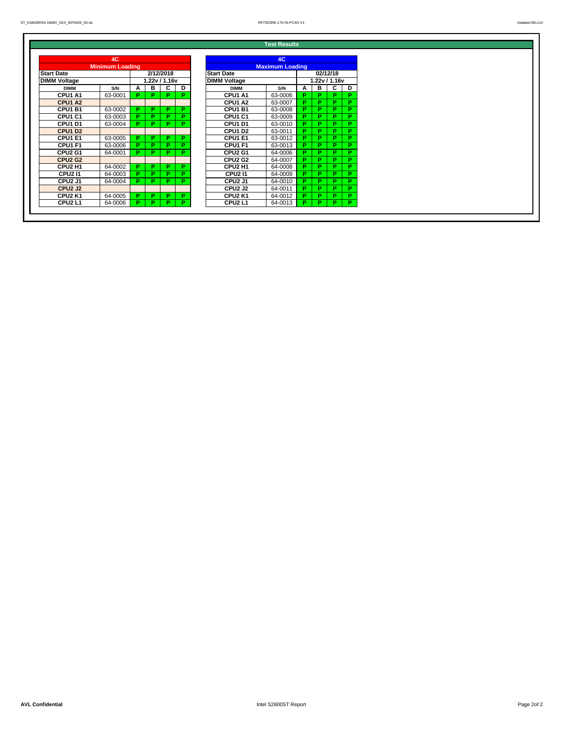## Test Results

| 4C Minimum Loading | | | | | |
|---|---|---|---|---|---|
| **Start Date** | | **2/12/2018** | | | |
| **DIMM Voltage** | | **1.22v / 1.16v** | | | |
| **DIMM** | **S/N** | **A** | **B** | **C** | **D** |
| **CPU1 A1** | 63-0001 | P | P | P | P |
| **CPU1 A2** | | | | | |
| **CPU1 B1** | 63-0002 | P | P | P | P |
| **CPU1 C1** | 63-0003 | P | P | P | P |
| **CPU1 D1** | 63-0004 | P | P | P | P |
| **CPU1 D2** | | | | | |
| **CPU1 E1** | 63-0005 | P | P | P | P |
| **CPU1 F1** | 63-0006 | P | P | P | P |
| **CPU2 G1** | 64-0001 | P | P | P | P |
| **CPU2 G2** | | | | | |
| **CPU2 H1** | 64-0002 | P | P | P | P |
| **CPU2 I1** | 64-0003 | P | P | P | P |
| **CPU2 J1** | 64-0004 | P | P | P | P |
| **CPU2 J2** | | | | | |
| **CPU2 K1** | 64-0005 | P | P | P | P |
| **CPU2 L1** | 64-0006 | P | P | P | P |

| 4C Maximum Loading | | | | | |
|---|---|---|---|---|---|
| **Start Date** | | **02/12/18** | | | |
| **DIMM Voltage** | | **1.22v / 1.16v** | | | |
| **DIMM** | **S/N** | **A** | **B** | **C** | **D** |
| **CPU1 A1** | 63-0006 | P | P | P | P |
| **CPU1 A2** | 63-0007 | P | P | P | P |
| **CPU1 B1** | 63-0008 | P | P | P | P |
| **CPU1 C1** | 63-0009 | P | P | P | P |
| **CPU1 D1** | 63-0010 | P | P | P | P |
| **CPU1 D2** | 63-0011 | P | P | P | P |
| **CPU1 E1** | 63-0012 | P | P | P | P |
| **CPU1 F1** | 63-0013 | P | P | P | P |
| **CPU2 G1** | 64-0006 | P | P | P | P |
| **CPU2 G2** | 64-0007 | P | P | P | P |
| **CPU2 H1** | 64-0008 | P | P | P | P |
| **CPU2 I1** | 64-0009 | P | P | P | P |
| **CPU2 J1** | 64-0010 | P | P | P | P |
| **CPU2 J2** | 64-0011 | P | P | P | P |
| **CPU2 K1** | 64-0012 | P | P | P | P |
| **CPU2 L1** | 64-0013 | P | P | P | P |